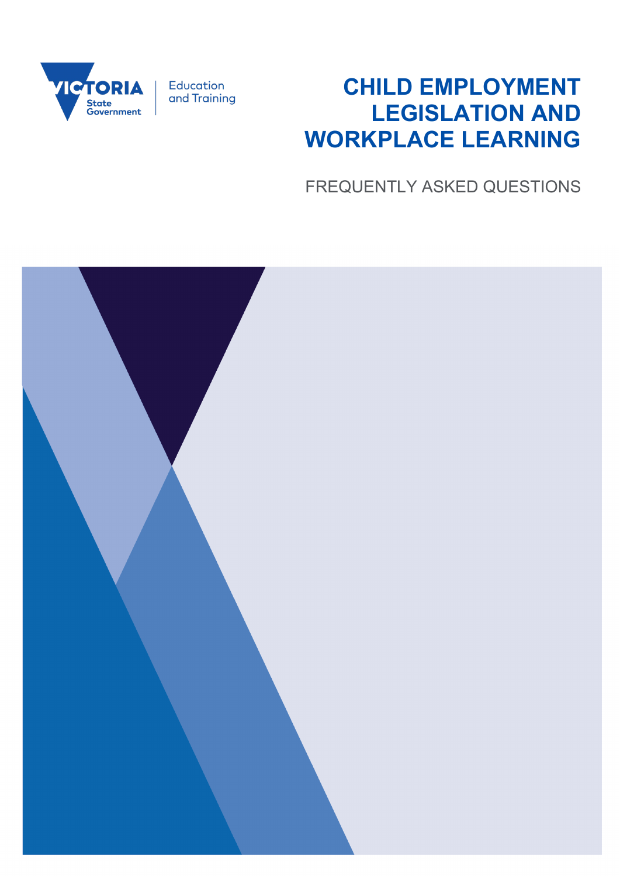# CHILD EMPLOYMENT LEGISLATION AND WORKPLACE LEARNING

FREQUENTLY ASKED QUESTIONS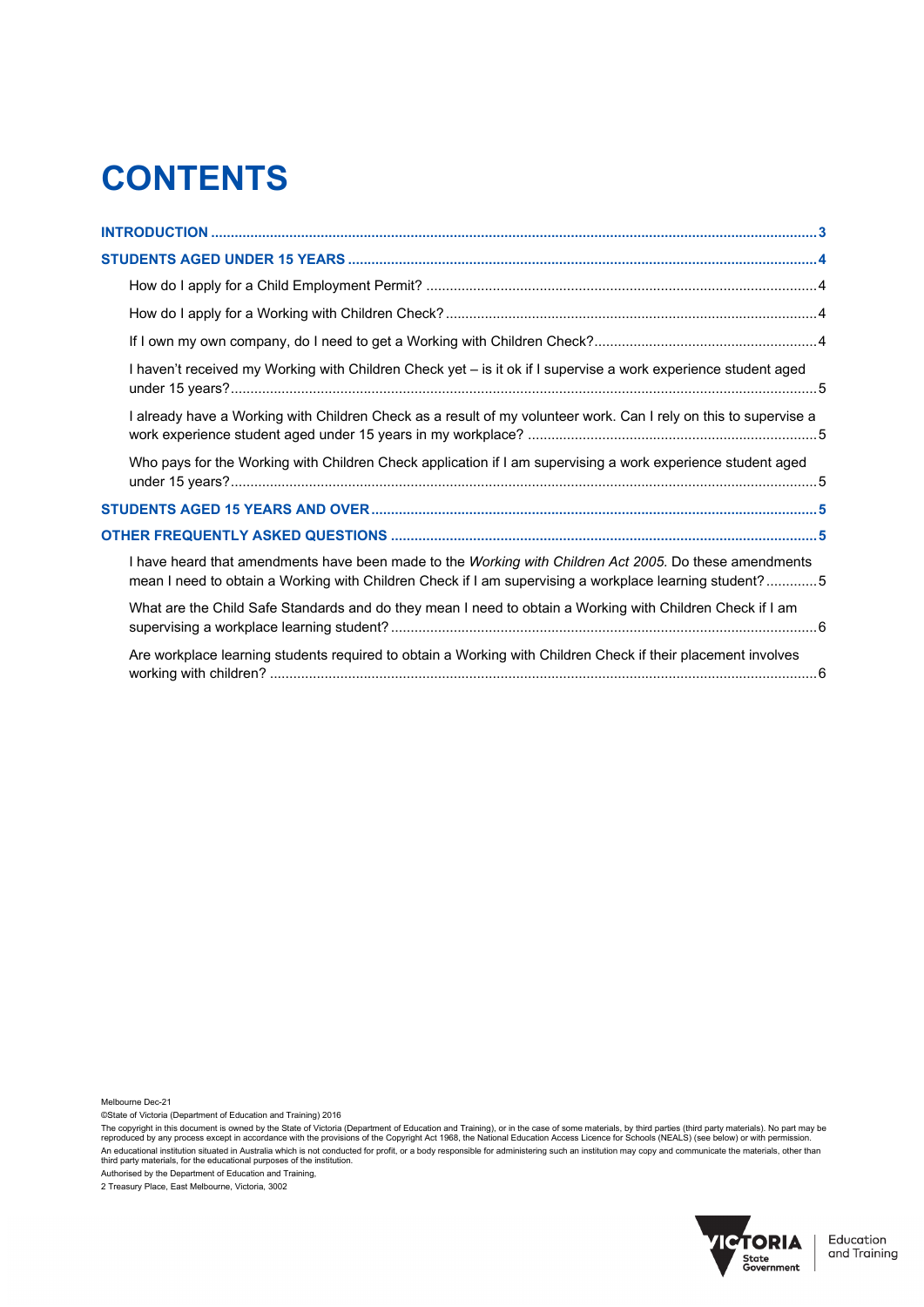# CONTENTS

INTRODUCTION ........ 3

STUDENTS AGED UNDER 15 YEARS ........ 4

- How do I apply for a Child Employment Permit? ........ 4
- How do I apply for a Working with Children Check? ........ 4
- If I own my own company, do I need to get a Working with Children Check? ........ 4
- I haven't received my Working with Children Check yet – is it ok if I supervise a work experience student aged under 15 years? ........ 5
- I already have a Working with Children Check as a result of my volunteer work. Can I rely on this to supervise a work experience student aged under 15 years in my workplace? ........ 5
- Who pays for the Working with Children Check application if I am supervising a work experience student aged under 15 years? ........ 5

STUDENTS AGED 15 YEARS AND OVER ........ 5

OTHER FREQUENTLY ASKED QUESTIONS ........ 5

- I have heard that amendments have been made to the *Working with Children Act 2005.* Do these amendments mean I need to obtain a Working with Children Check if I am supervising a workplace learning student? ........ 5
- What are the Child Safe Standards and do they mean I need to obtain a Working with Children Check if I am supervising a workplace learning student? ........ 6
- Are workplace learning students required to obtain a Working with Children Check if their placement involves working with children? ........ 6

Melbourne Dec-21

©State of Victoria (Department of Education and Training) 2016

The copyright in this document is owned by the State of Victoria (Department of Education and Training), or in the case of some materials, by third parties (third party materials). No part may be reproduced by any process except in accordance with the provisions of the Copyright Act 1968, the National Education Access Licence for Schools (NEALS) (see below) or with permission.

An educational institution situated in Australia which is not conducted for profit, or a body responsible for administering such an institution may copy and communicate the materials, other than third party materials, for the educational purposes of the institution.

Authorised by the Department of Education and Training,
2 Treasury Place, East Melbourne, Victoria, 3002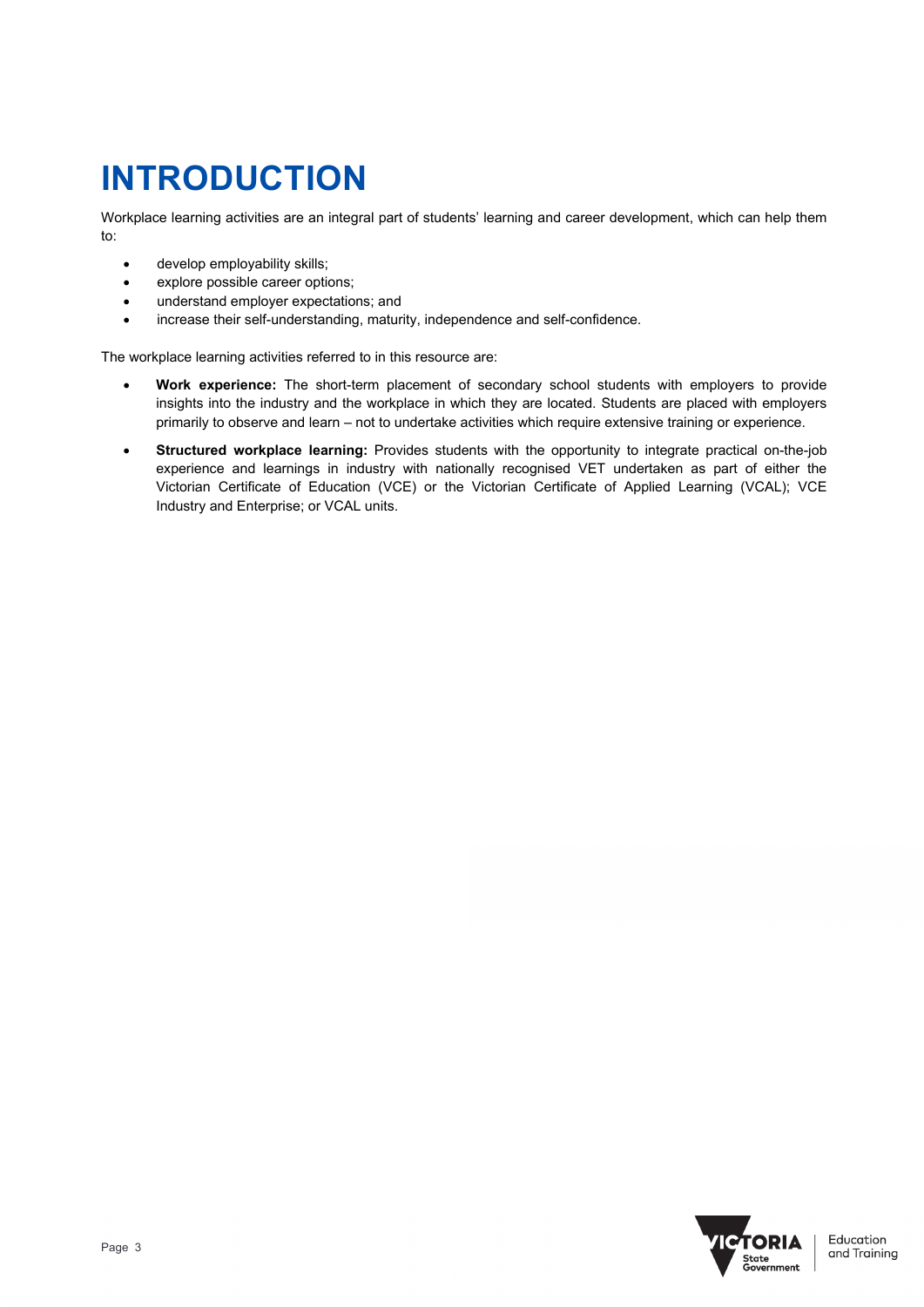# INTRODUCTION

Workplace learning activities are an integral part of students' learning and career development, which can help them to:

- develop employability skills;
- explore possible career options;
- understand employer expectations; and
- increase their self-understanding, maturity, independence and self-confidence.

The workplace learning activities referred to in this resource are:

- **Work experience:** The short-term placement of secondary school students with employers to provide insights into the industry and the workplace in which they are located. Students are placed with employers primarily to observe and learn – not to undertake activities which require extensive training or experience.
- **Structured workplace learning:** Provides students with the opportunity to integrate practical on-the-job experience and learnings in industry with nationally recognised VET undertaken as part of either the Victorian Certificate of Education (VCE) or the Victorian Certificate of Applied Learning (VCAL); VCE Industry and Enterprise; or VCAL units.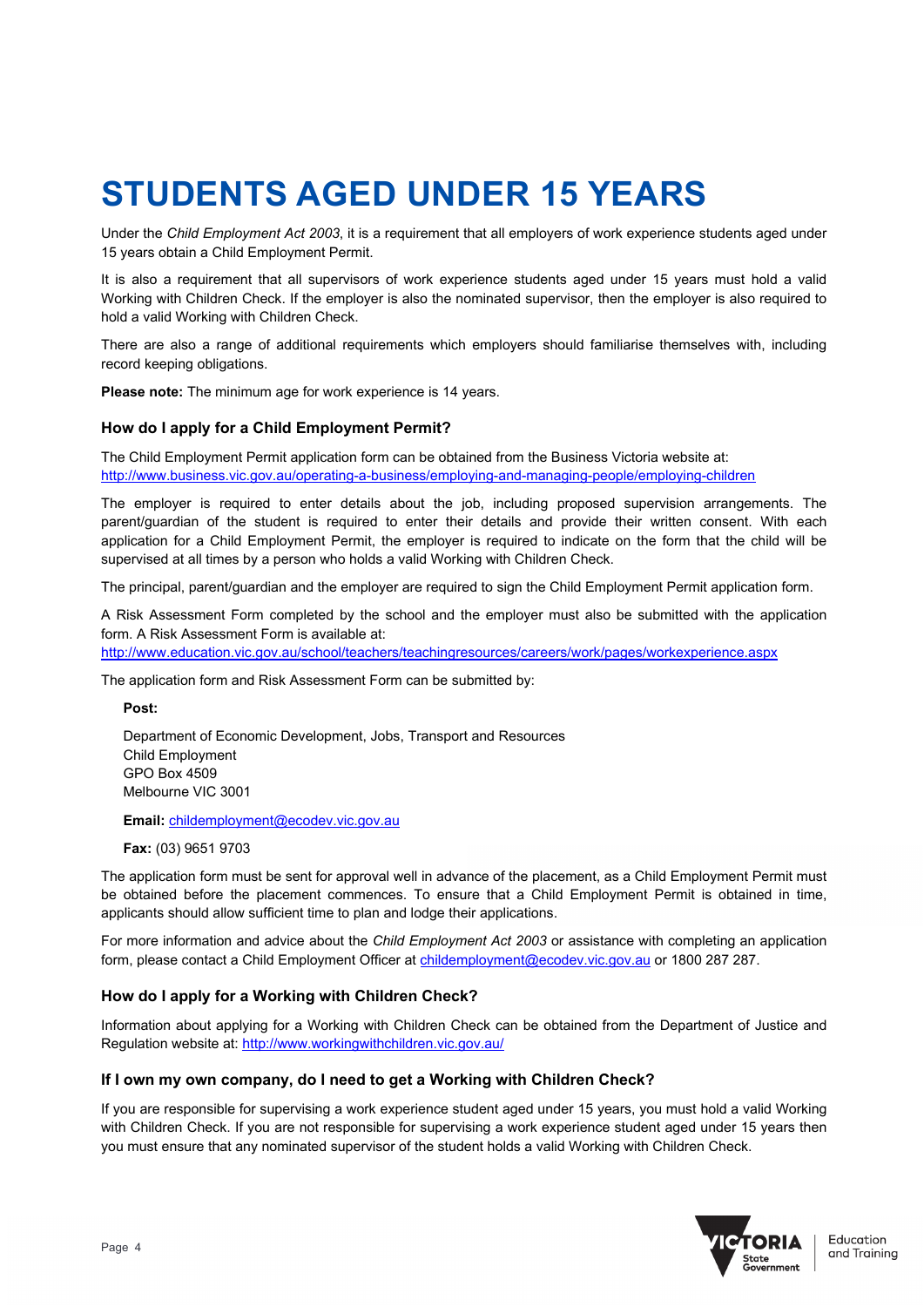# STUDENTS AGED UNDER 15 YEARS

Under the *Child Employment Act 2003*, it is a requirement that all employers of work experience students aged under 15 years obtain a Child Employment Permit.

It is also a requirement that all supervisors of work experience students aged under 15 years must hold a valid Working with Children Check. If the employer is also the nominated supervisor, then the employer is also required to hold a valid Working with Children Check.

There are also a range of additional requirements which employers should familiarise themselves with, including record keeping obligations.

**Please note:** The minimum age for work experience is 14 years.

### How do I apply for a Child Employment Permit?

The Child Employment Permit application form can be obtained from the Business Victoria website at: http://www.business.vic.gov.au/operating-a-business/employing-and-managing-people/employing-children

The employer is required to enter details about the job, including proposed supervision arrangements. The parent/guardian of the student is required to enter their details and provide their written consent. With each application for a Child Employment Permit, the employer is required to indicate on the form that the child will be supervised at all times by a person who holds a valid Working with Children Check.

The principal, parent/guardian and the employer are required to sign the Child Employment Permit application form.

A Risk Assessment Form completed by the school and the employer must also be submitted with the application form. A Risk Assessment Form is available at: http://www.education.vic.gov.au/school/teachers/teachingresources/careers/work/pages/workexperience.aspx

The application form and Risk Assessment Form can be submitted by:

**Post:**

Department of Economic Development, Jobs, Transport and Resources
Child Employment
GPO Box 4509
Melbourne VIC 3001

**Email:** childemployment@ecodev.vic.gov.au

**Fax:** (03) 9651 9703

The application form must be sent for approval well in advance of the placement, as a Child Employment Permit must be obtained before the placement commences. To ensure that a Child Employment Permit is obtained in time, applicants should allow sufficient time to plan and lodge their applications.

For more information and advice about the *Child Employment Act 2003* or assistance with completing an application form, please contact a Child Employment Officer at childemployment@ecodev.vic.gov.au or 1800 287 287.

### How do I apply for a Working with Children Check?

Information about applying for a Working with Children Check can be obtained from the Department of Justice and Regulation website at: http://www.workingwithchildren.vic.gov.au/

### If I own my own company, do I need to get a Working with Children Check?

If you are responsible for supervising a work experience student aged under 15 years, you must hold a valid Working with Children Check. If you are not responsible for supervising a work experience student aged under 15 years then you must ensure that any nominated supervisor of the student holds a valid Working with Children Check.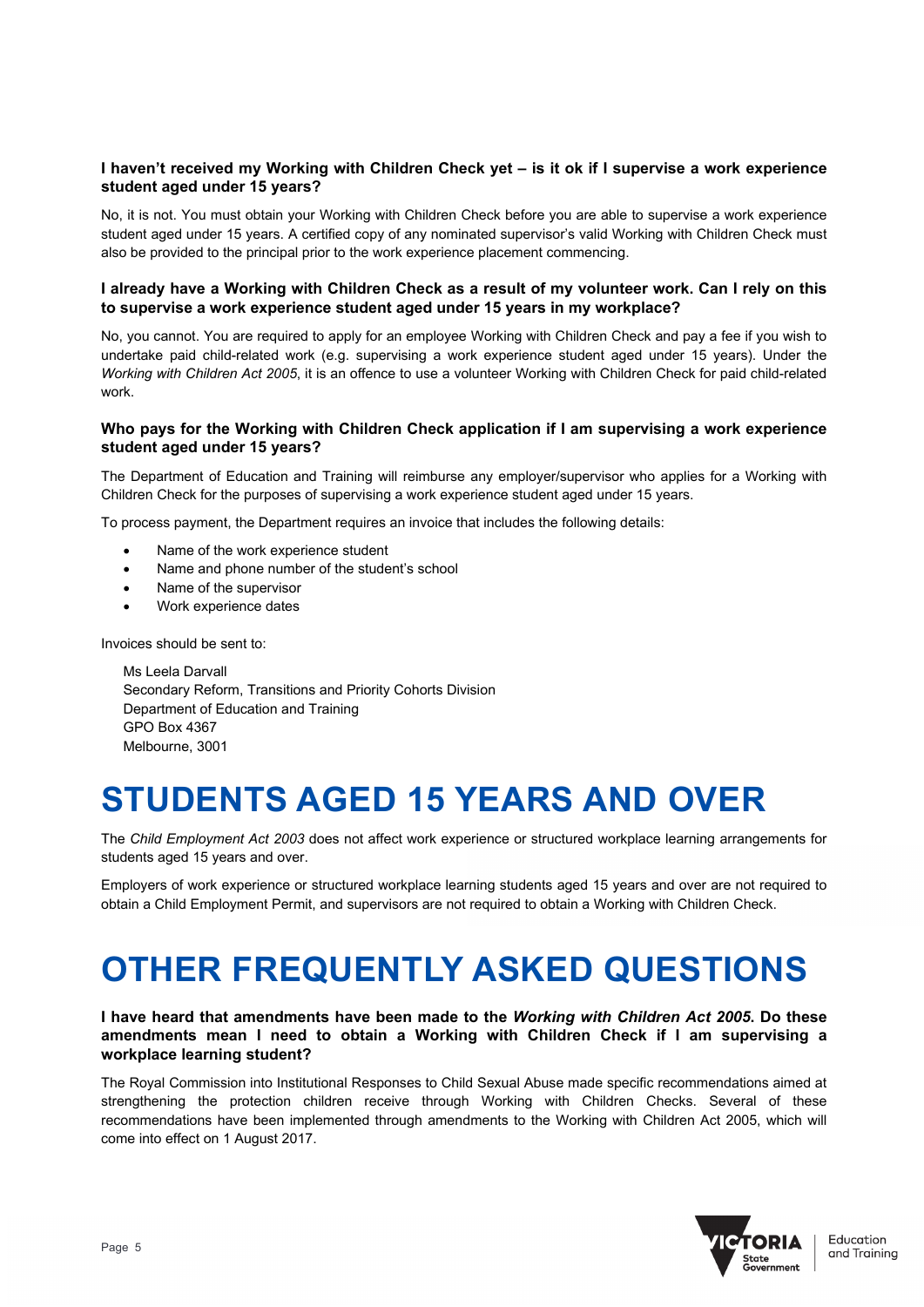### I haven't received my Working with Children Check yet – is it ok if I supervise a work experience student aged under 15 years?

No, it is not. You must obtain your Working with Children Check before you are able to supervise a work experience student aged under 15 years. A certified copy of any nominated supervisor's valid Working with Children Check must also be provided to the principal prior to the work experience placement commencing.

### I already have a Working with Children Check as a result of my volunteer work. Can I rely on this to supervise a work experience student aged under 15 years in my workplace?

No, you cannot. You are required to apply for an employee Working with Children Check and pay a fee if you wish to undertake paid child-related work (e.g. supervising a work experience student aged under 15 years). Under the *Working with Children Act 2005*, it is an offence to use a volunteer Working with Children Check for paid child-related work.

### Who pays for the Working with Children Check application if I am supervising a work experience student aged under 15 years?

The Department of Education and Training will reimburse any employer/supervisor who applies for a Working with Children Check for the purposes of supervising a work experience student aged under 15 years.

To process payment, the Department requires an invoice that includes the following details:

- Name of the work experience student
- Name and phone number of the student's school
- Name of the supervisor
- Work experience dates

Invoices should be sent to:

Ms Leela Darvall  
Secondary Reform, Transitions and Priority Cohorts Division  
Department of Education and Training  
GPO Box 4367  
Melbourne, 3001

# STUDENTS AGED 15 YEARS AND OVER

The *Child Employment Act 2003* does not affect work experience or structured workplace learning arrangements for students aged 15 years and over.

Employers of work experience or structured workplace learning students aged 15 years and over are not required to obtain a Child Employment Permit, and supervisors are not required to obtain a Working with Children Check.

# OTHER FREQUENTLY ASKED QUESTIONS

### I have heard that amendments have been made to the *Working with Children Act 2005*. Do these amendments mean I need to obtain a Working with Children Check if I am supervising a workplace learning student?

The Royal Commission into Institutional Responses to Child Sexual Abuse made specific recommendations aimed at strengthening the protection children receive through Working with Children Checks. Several of these recommendations have been implemented through amendments to the Working with Children Act 2005, which will come into effect on 1 August 2017.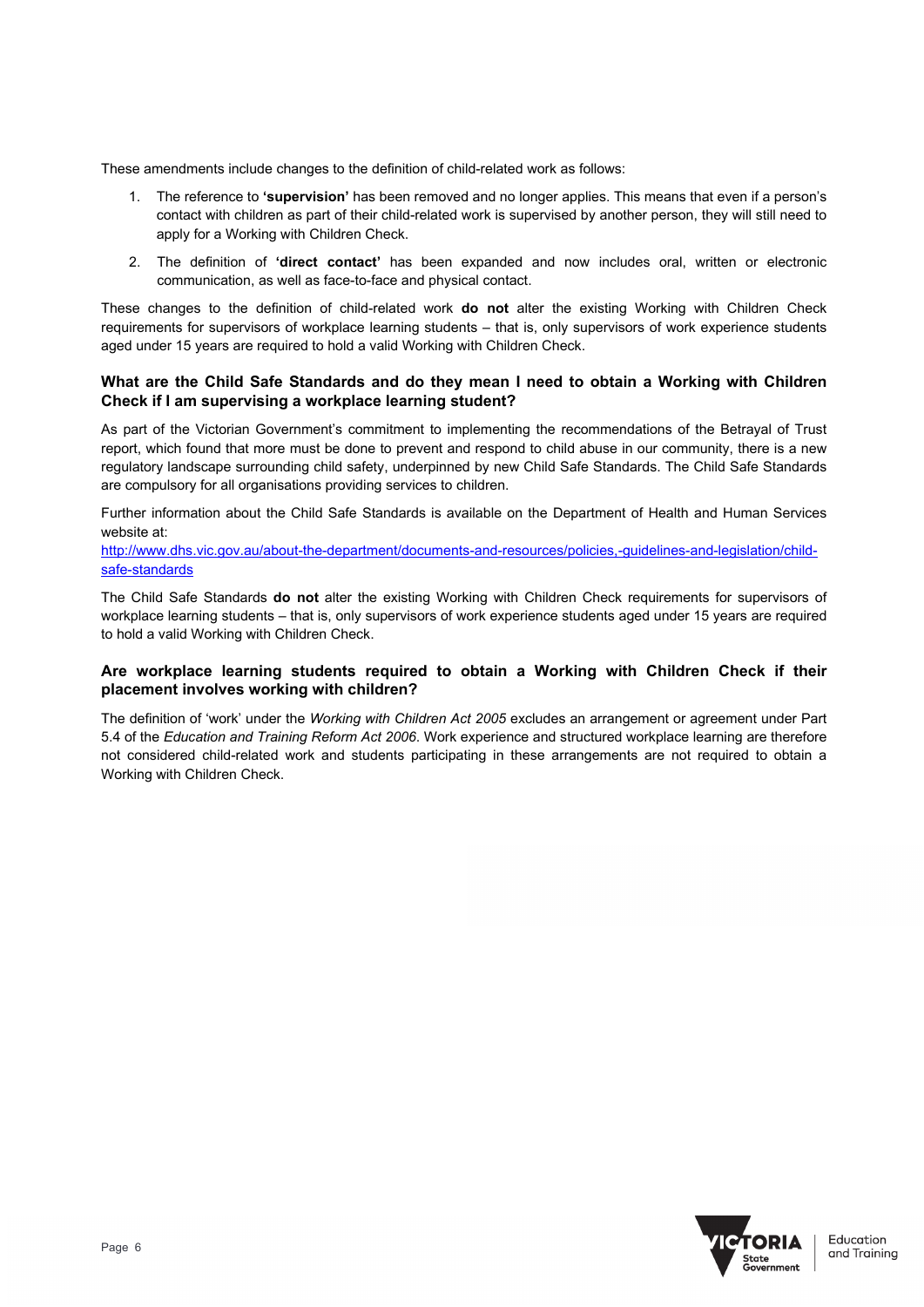These amendments include changes to the definition of child-related work as follows:

1. The reference to **'supervision'** has been removed and no longer applies. This means that even if a person's contact with children as part of their child-related work is supervised by another person, they will still need to apply for a Working with Children Check.
2. The definition of **'direct contact'** has been expanded and now includes oral, written or electronic communication, as well as face-to-face and physical contact.

These changes to the definition of child-related work **do not** alter the existing Working with Children Check requirements for supervisors of workplace learning students – that is, only supervisors of work experience students aged under 15 years are required to hold a valid Working with Children Check.

### What are the Child Safe Standards and do they mean I need to obtain a Working with Children Check if I am supervising a workplace learning student?

As part of the Victorian Government's commitment to implementing the recommendations of the Betrayal of Trust report, which found that more must be done to prevent and respond to child abuse in our community, there is a new regulatory landscape surrounding child safety, underpinned by new Child Safe Standards. The Child Safe Standards are compulsory for all organisations providing services to children.

Further information about the Child Safe Standards is available on the Department of Health and Human Services website at:
[http://www.dhs.vic.gov.au/about-the-department/documents-and-resources/policies,-guidelines-and-legislation/child-safe-standards](http://www.dhs.vic.gov.au/about-the-department/documents-and-resources/policies,-guidelines-and-legislation/child-safe-standards)

The Child Safe Standards **do not** alter the existing Working with Children Check requirements for supervisors of workplace learning students – that is, only supervisors of work experience students aged under 15 years are required to hold a valid Working with Children Check.

### Are workplace learning students required to obtain a Working with Children Check if their placement involves working with children?

The definition of 'work' under the *Working with Children Act 2005* excludes an arrangement or agreement under Part 5.4 of the *Education and Training Reform Act 2006*. Work experience and structured workplace learning are therefore not considered child-related work and students participating in these arrangements are not required to obtain a Working with Children Check.